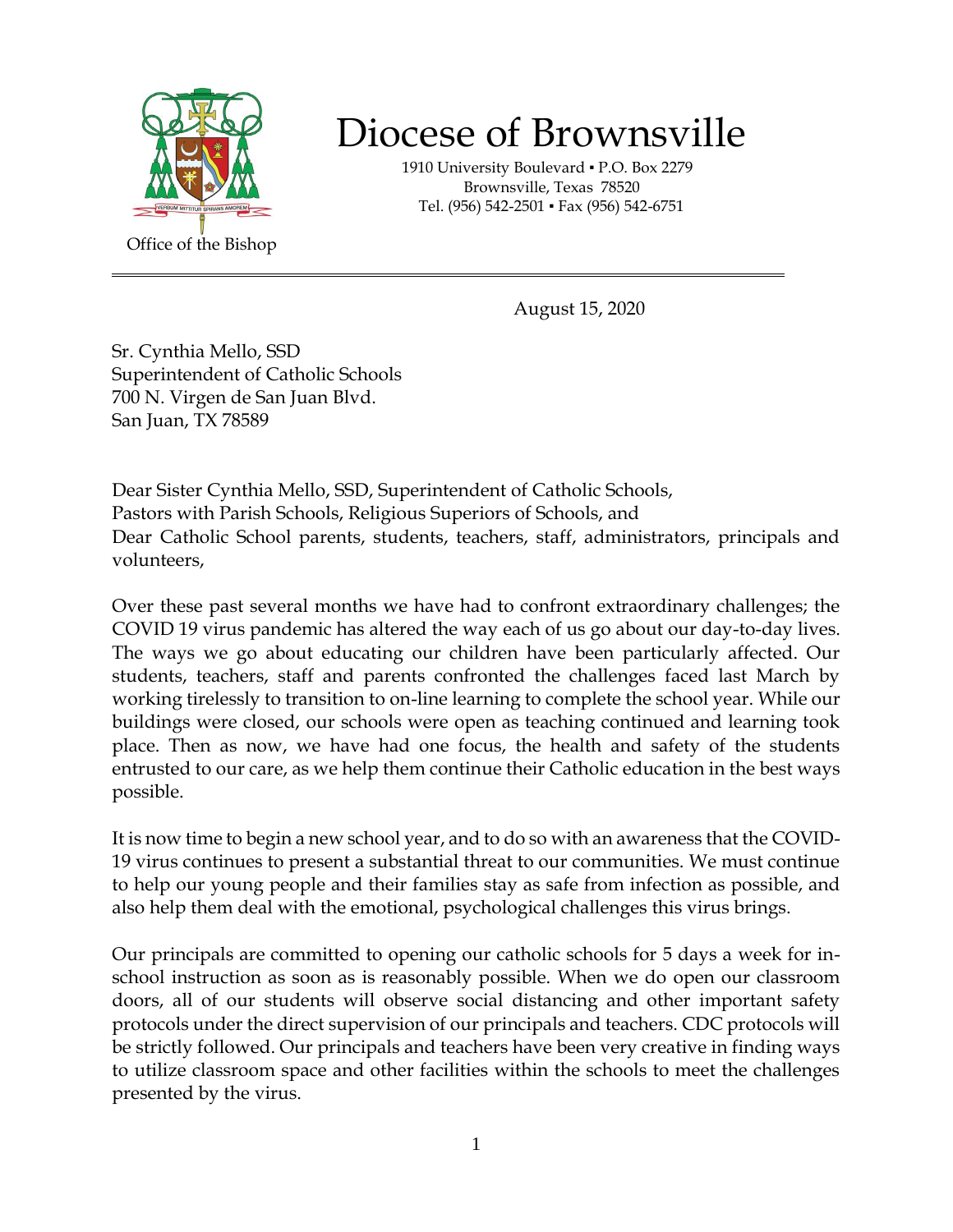# Diocese of Brownsville

1910 University Boulevard ▪ P.O. Box 2279
Brownsville, Texas 78520
Tel. (956) 542-2501 ▪ Fax (956) 542-6751

VERBUM MITTITUR SPIRANS AMOREM

Office of the Bishop

---

August 15, 2020

Sr. Cynthia Mello, SSD
Superintendent of Catholic Schools
700 N. Virgen de San Juan Blvd.
San Juan, TX 78589

Dear Sister Cynthia Mello, SSD, Superintendent of Catholic Schools,
Pastors with Parish Schools, Religious Superiors of Schools, and
Dear Catholic School parents, students, teachers, staff, administrators, principals and volunteers,

Over these past several months we have had to confront extraordinary challenges; the COVID 19 virus pandemic has altered the way each of us go about our day-to-day lives. The ways we go about educating our children have been particularly affected. Our students, teachers, staff and parents confronted the challenges faced last March by working tirelessly to transition to on-line learning to complete the school year. While our buildings were closed, our schools were open as teaching continued and learning took place. Then as now, we have had one focus, the health and safety of the students entrusted to our care, as we help them continue their Catholic education in the best ways possible.

It is now time to begin a new school year, and to do so with an awareness that the COVID-19 virus continues to present a substantial threat to our communities. We must continue to help our young people and their families stay as safe from infection as possible, and also help them deal with the emotional, psychological challenges this virus brings.

Our principals are committed to opening our catholic schools for 5 days a week for in-school instruction as soon as is reasonably possible. When we do open our classroom doors, all of our students will observe social distancing and other important safety protocols under the direct supervision of our principals and teachers. CDC protocols will be strictly followed. Our principals and teachers have been very creative in finding ways to utilize classroom space and other facilities within the schools to meet the challenges presented by the virus.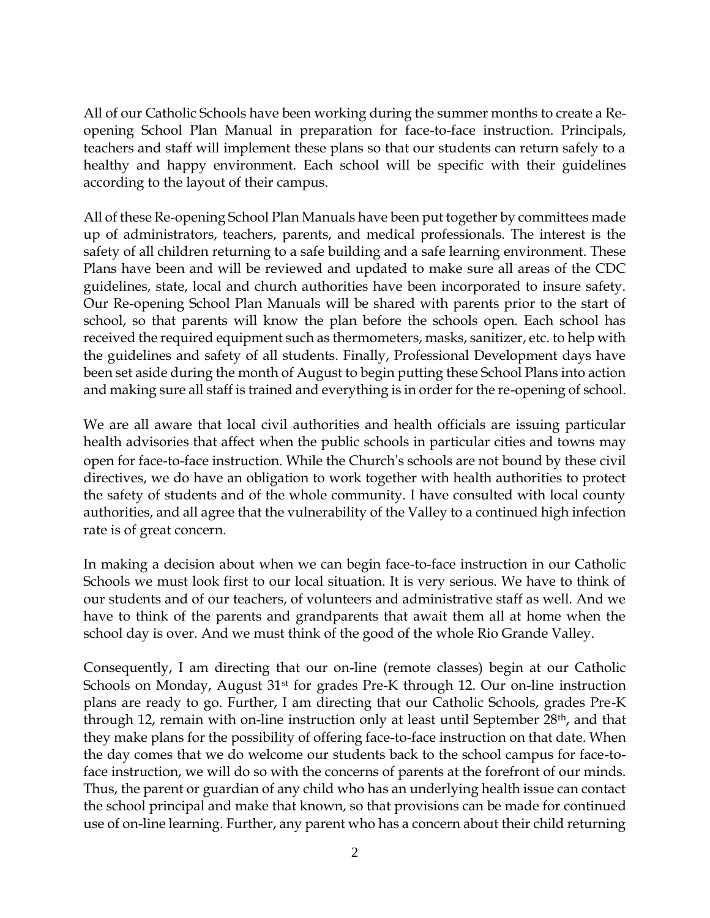All of our Catholic Schools have been working during the summer months to create a Re-opening School Plan Manual in preparation for face-to-face instruction. Principals, teachers and staff will implement these plans so that our students can return safely to a healthy and happy environment. Each school will be specific with their guidelines according to the layout of their campus.

All of these Re-opening School Plan Manuals have been put together by committees made up of administrators, teachers, parents, and medical professionals. The interest is the safety of all children returning to a safe building and a safe learning environment. These Plans have been and will be reviewed and updated to make sure all areas of the CDC guidelines, state, local and church authorities have been incorporated to insure safety. Our Re-opening School Plan Manuals will be shared with parents prior to the start of school, so that parents will know the plan before the schools open. Each school has received the required equipment such as thermometers, masks, sanitizer, etc. to help with the guidelines and safety of all students. Finally, Professional Development days have been set aside during the month of August to begin putting these School Plans into action and making sure all staff is trained and everything is in order for the re-opening of school.

We are all aware that local civil authorities and health officials are issuing particular health advisories that affect when the public schools in particular cities and towns may open for face-to-face instruction. While the Church's schools are not bound by these civil directives, we do have an obligation to work together with health authorities to protect the safety of students and of the whole community. I have consulted with local county authorities, and all agree that the vulnerability of the Valley to a continued high infection rate is of great concern.

In making a decision about when we can begin face-to-face instruction in our Catholic Schools we must look first to our local situation. It is very serious. We have to think of our students and of our teachers, of volunteers and administrative staff as well. And we have to think of the parents and grandparents that await them all at home when the school day is over. And we must think of the good of the whole Rio Grande Valley.

Consequently, I am directing that our on-line (remote classes) begin at our Catholic Schools on Monday, August 31st for grades Pre-K through 12. Our on-line instruction plans are ready to go. Further, I am directing that our Catholic Schools, grades Pre-K through 12, remain with on-line instruction only at least until September 28th, and that they make plans for the possibility of offering face-to-face instruction on that date. When the day comes that we do welcome our students back to the school campus for face-to-face instruction, we will do so with the concerns of parents at the forefront of our minds. Thus, the parent or guardian of any child who has an underlying health issue can contact the school principal and make that known, so that provisions can be made for continued use of on-line learning. Further, any parent who has a concern about their child returning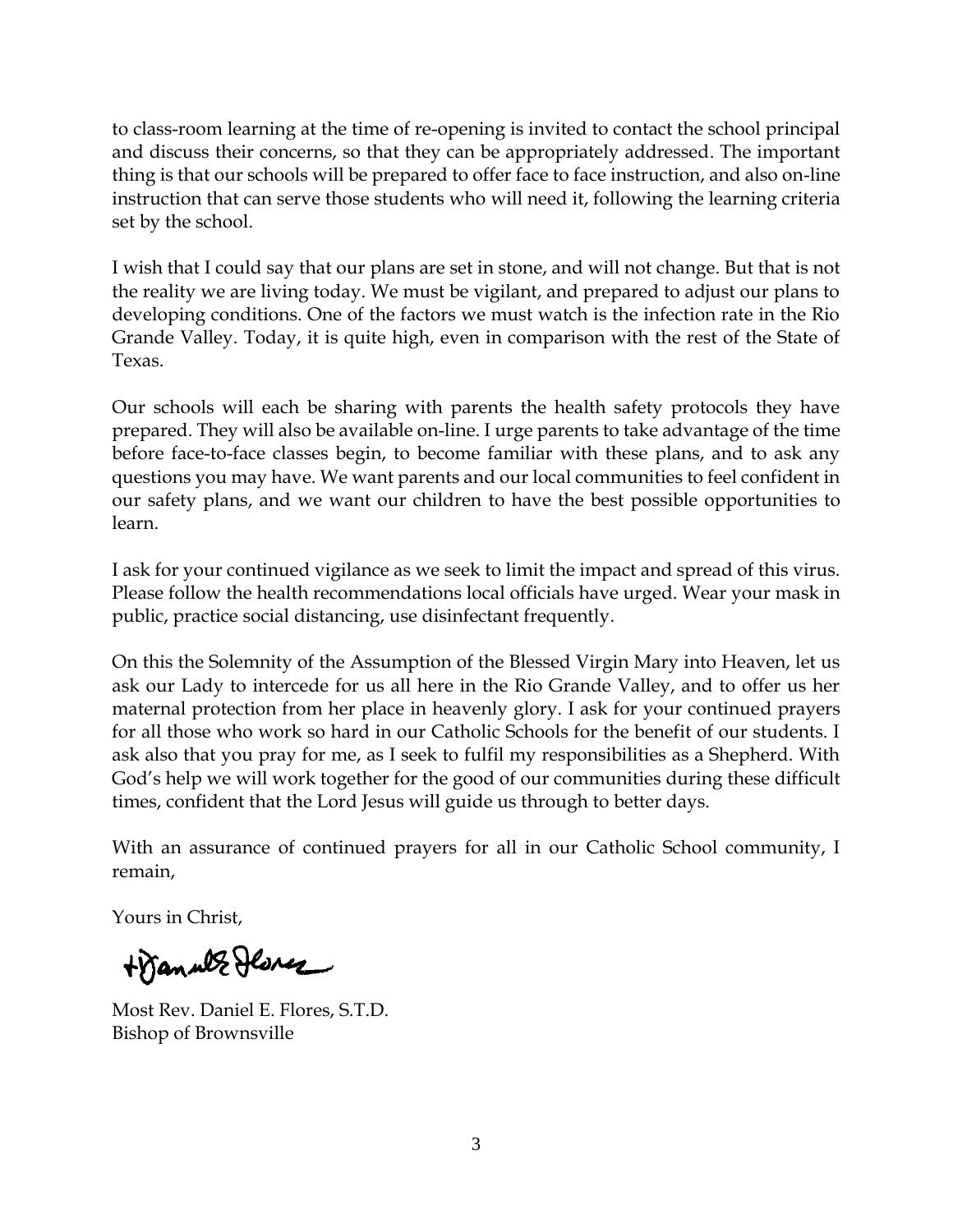to class-room learning at the time of re-opening is invited to contact the school principal and discuss their concerns, so that they can be appropriately addressed. The important thing is that our schools will be prepared to offer face to face instruction, and also on-line instruction that can serve those students who will need it, following the learning criteria set by the school.

I wish that I could say that our plans are set in stone, and will not change. But that is not the reality we are living today. We must be vigilant, and prepared to adjust our plans to developing conditions. One of the factors we must watch is the infection rate in the Rio Grande Valley. Today, it is quite high, even in comparison with the rest of the State of Texas.

Our schools will each be sharing with parents the health safety protocols they have prepared. They will also be available on-line. I urge parents to take advantage of the time before face-to-face classes begin, to become familiar with these plans, and to ask any questions you may have. We want parents and our local communities to feel confident in our safety plans, and we want our children to have the best possible opportunities to learn.

I ask for your continued vigilance as we seek to limit the impact and spread of this virus. Please follow the health recommendations local officials have urged. Wear your mask in public, practice social distancing, use disinfectant frequently.

On this the Solemnity of the Assumption of the Blessed Virgin Mary into Heaven, let us ask our Lady to intercede for us all here in the Rio Grande Valley, and to offer us her maternal protection from her place in heavenly glory. I ask for your continued prayers for all those who work so hard in our Catholic Schools for the benefit of our students. I ask also that you pray for me, as I seek to fulfil my responsibilities as a Shepherd. With God's help we will work together for the good of our communities during these difficult times, confident that the Lord Jesus will guide us through to better days.

With an assurance of continued prayers for all in our Catholic School community, I remain,

Yours in Christ,

+Daniel E. Flores

Most Rev. Daniel E. Flores, S.T.D.
Bishop of Brownsville